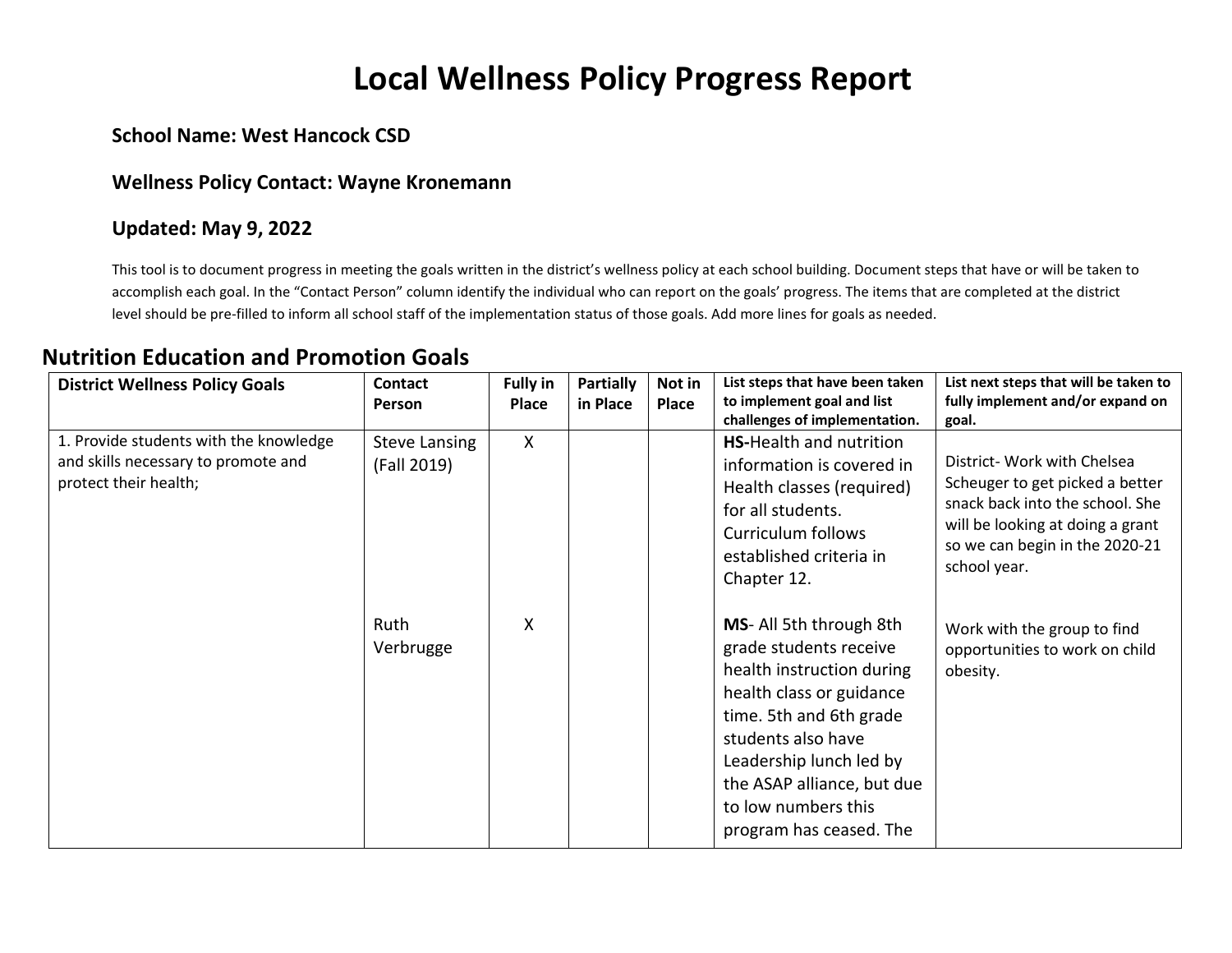# Local Wellness Policy Progress Report

**School Name: West Hancock CSD**

**Wellness Policy Contact: Wayne Kronemann**

**Updated: May 9, 2022**

This tool is to document progress in meeting the goals written in the district's wellness policy at each school building. Document steps that have or will be taken to accomplish each goal. In the "Contact Person" column identify the individual who can report on the goals' progress. The items that are completed at the district level should be pre-filled to inform all school staff of the implementation status of those goals. Add more lines for goals as needed.

## Nutrition Education and Promotion Goals

| District Wellness Policy Goals | Contact Person | Fully in Place | Partially in Place | Not in Place | List steps that have been taken to implement goal and list challenges of implementation. | List next steps that will be taken to fully implement and/or expand on goal. |
|---|---|---|---|---|---|---|
| 1. Provide students with the knowledge and skills necessary to promote and protect their health; | Steve Lansing (Fall 2019) | X | | | **HS-**Health and nutrition information is covered in Health classes (required) for all students. Curriculum follows established criteria in Chapter 12. | District- Work with Chelsea Scheuger to get picked a better snack back into the school. She will be looking at doing a grant so we can begin in the 2020-21 school year. |
| | Ruth Verbrugge | X | | | **MS**- All 5th through 8th grade students receive health instruction during health class or guidance time. 5th and 6th grade students also have Leadership lunch led by the ASAP alliance, but due to low numbers this program has ceased. The | Work with the group to find opportunities to work on child obesity. |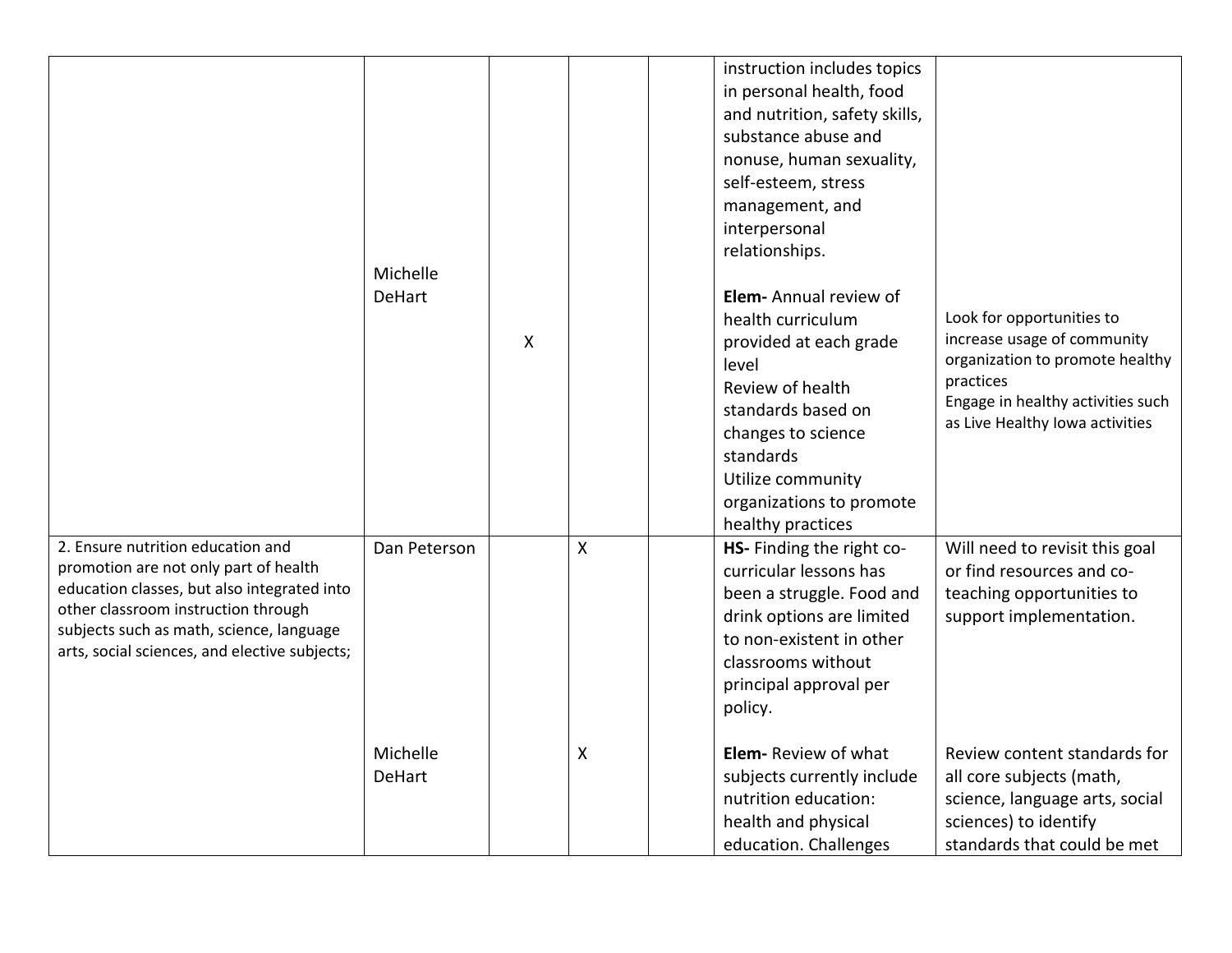| | | | | | | |
|---|---|---|---|---|---|---|
| | Michelle DeHart | X | | | instruction includes topics in personal health, food and nutrition, safety skills, substance abuse and nonuse, human sexuality, self-esteem, stress management, and interpersonal relationships.<br><br>**Elem-** Annual review of health curriculum provided at each grade level<br>Review of health standards based on changes to science standards<br>Utilize community organizations to promote healthy practices | Look for opportunities to increase usage of community organization to promote healthy practices<br>Engage in healthy activities such as Live Healthy Iowa activities |
| 2. Ensure nutrition education and promotion are not only part of health education classes, but also integrated into other classroom instruction through subjects such as math, science, language arts, social sciences, and elective subjects; | Dan Peterson | | X | | **HS-** Finding the right co-curricular lessons has been a struggle. Food and drink options are limited to non-existent in other classrooms without principal approval per policy. | Will need to revisit this goal or find resources and co-teaching opportunities to support implementation. |
| | Michelle DeHart | | X | | **Elem-** Review of what subjects currently include nutrition education: health and physical education. Challenges | Review content standards for all core subjects (math, science, language arts, social sciences) to identify standards that could be met |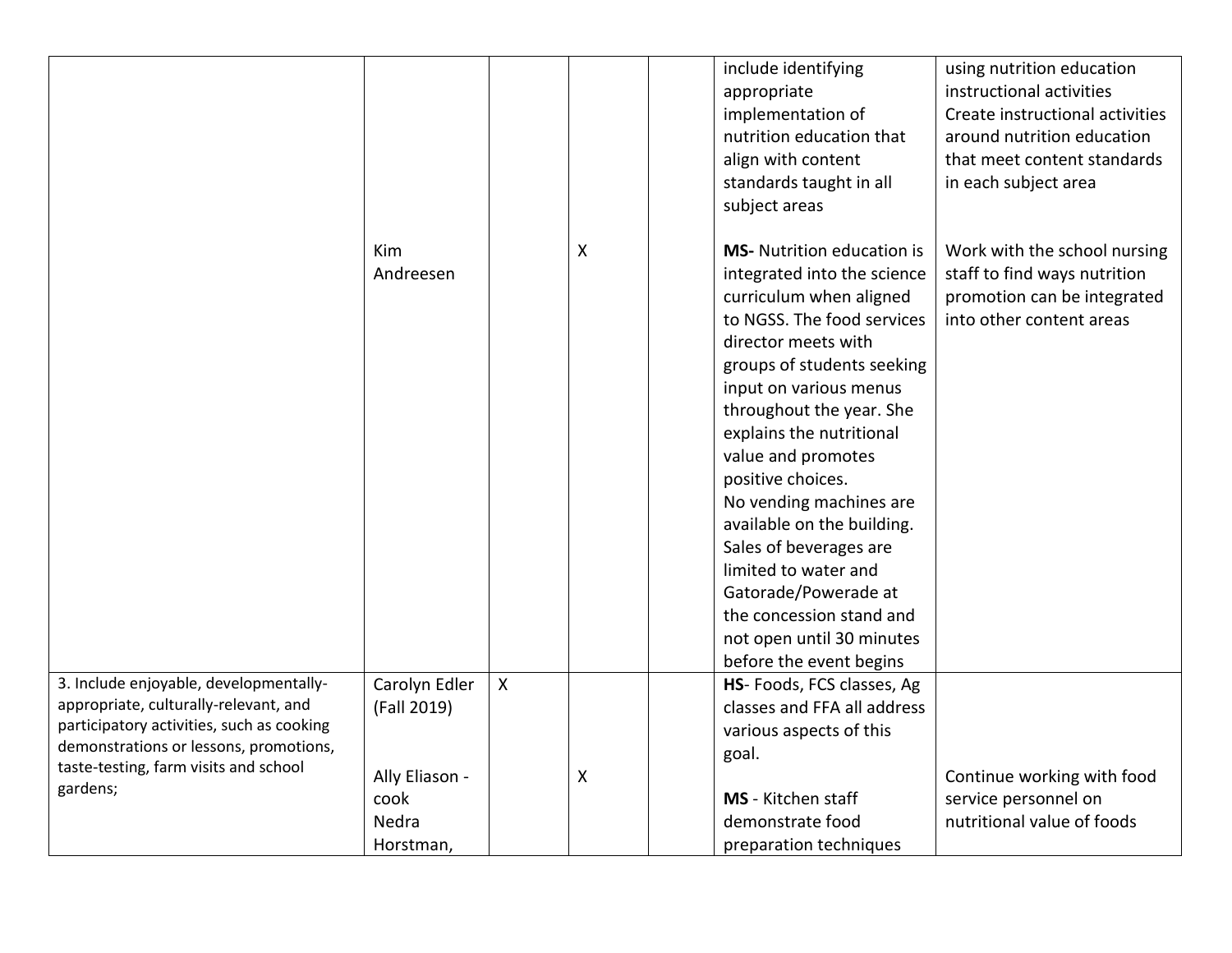| | | | | | | |
|---|---|---|---|---|---|---|
| | | | | | include identifying appropriate implementation of nutrition education that align with content standards taught in all subject areas | using nutrition education instructional activities Create instructional activities around nutrition education that meet content standards in each subject area |
| | Kim Andreesen | | X | | **MS-** Nutrition education is integrated into the science curriculum when aligned to NGSS. The food services director meets with groups of students seeking input on various menus throughout the year. She explains the nutritional value and promotes positive choices. No vending machines are available on the building. Sales of beverages are limited to water and Gatorade/Powerade at the concession stand and not open until 30 minutes before the event begins | Work with the school nursing staff to find ways nutrition promotion can be integrated into other content areas |
| 3. Include enjoyable, developmentally-appropriate, culturally-relevant, and participatory activities, such as cooking demonstrations or lessons, promotions, taste-testing, farm visits and school gardens; | Carolyn Edler (Fall 2019) | X | | | **HS**- Foods, FCS classes, Ag classes and FFA all address various aspects of this goal. | |
| | Ally Eliason - cook Nedra Horstman, | | X | | **MS** - Kitchen staff demonstrate food preparation techniques | Continue working with food service personnel on nutritional value of foods |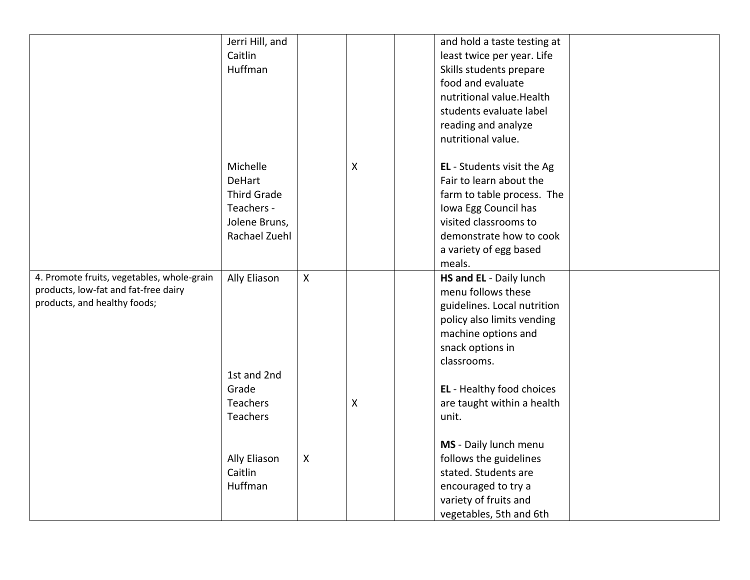| | | | | | | |
|---|---|---|---|---|---|---|
| | Jerri Hill, and Caitlin Huffman | | | | and hold a taste testing at least twice per year. Life Skills students prepare food and evaluate nutritional value.Health students evaluate label reading and analyze nutritional value. | |
| | Michelle DeHart Third Grade Teachers - Jolene Bruns, Rachael Zuehl | | X | | **EL** - Students visit the Ag Fair to learn about the farm to table process. The Iowa Egg Council has visited classrooms to demonstrate how to cook a variety of egg based meals. | |
| 4. Promote fruits, vegetables, whole-grain products, low-fat and fat-free dairy products, and healthy foods; | Ally Eliason | X | | | **HS and EL** - Daily lunch menu follows these guidelines. Local nutrition policy also limits vending machine options and snack options in classrooms. | |
| | 1st and 2nd Grade Teachers Teachers | | X | | **EL** - Healthy food choices are taught within a health unit. | |
| | Ally Eliason Caitlin Huffman | X | | | **MS** - Daily lunch menu follows the guidelines stated. Students are encouraged to try a variety of fruits and vegetables, 5th and 6th | |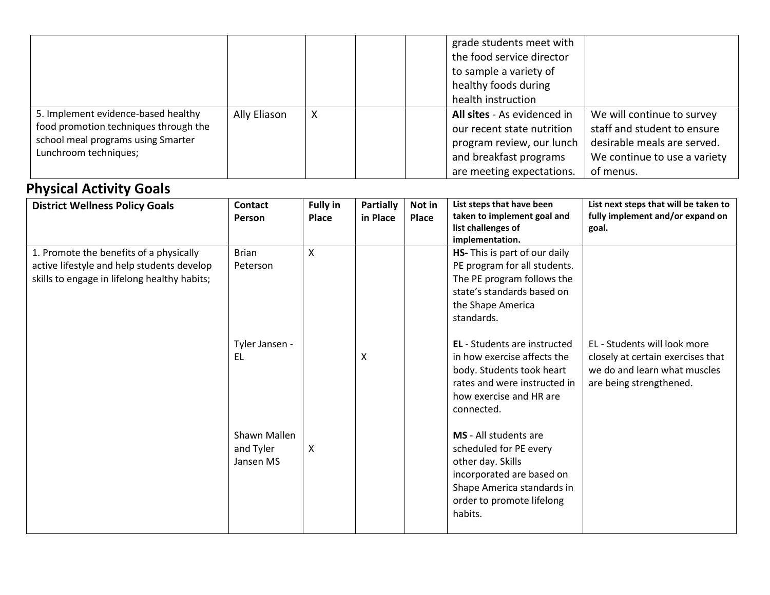| | | | | | | |
|---|---|---|---|---|---|---|
| | | | | | grade students meet with the food service director to sample a variety of healthy foods during health instruction | |
| 5. Implement evidence-based healthy food promotion techniques through the school meal programs using Smarter Lunchroom techniques; | Ally Eliason | X | | | **All sites** - As evidenced in our recent state nutrition program review, our lunch and breakfast programs are meeting expectations. | We will continue to survey staff and student to ensure desirable meals are served. We continue to use a variety of menus. |

## Physical Activity Goals

| District Wellness Policy Goals | Contact Person | Fully in Place | Partially in Place | Not in Place | List steps that have been taken to implement goal and list challenges of implementation. | List next steps that will be taken to fully implement and/or expand on goal. |
|---|---|---|---|---|---|---|
| 1. Promote the benefits of a physically active lifestyle and help students develop skills to engage in lifelong healthy habits; | Brian Peterson | X | | | **HS-** This is part of our daily PE program for all students. The PE program follows the state's standards based on the Shape America standards. | |
| | Tyler Jansen - EL | | X | | **EL** - Students are instructed in how exercise affects the body. Students took heart rates and were instructed in how exercise and HR are connected. | EL - Students will look more closely at certain exercises that we do and learn what muscles are being strengthened. |
| | Shawn Mallen and Tyler Jansen MS | X | | | **MS** - All students are scheduled for PE every other day. Skills incorporated are based on Shape America standards in order to promote lifelong habits. | |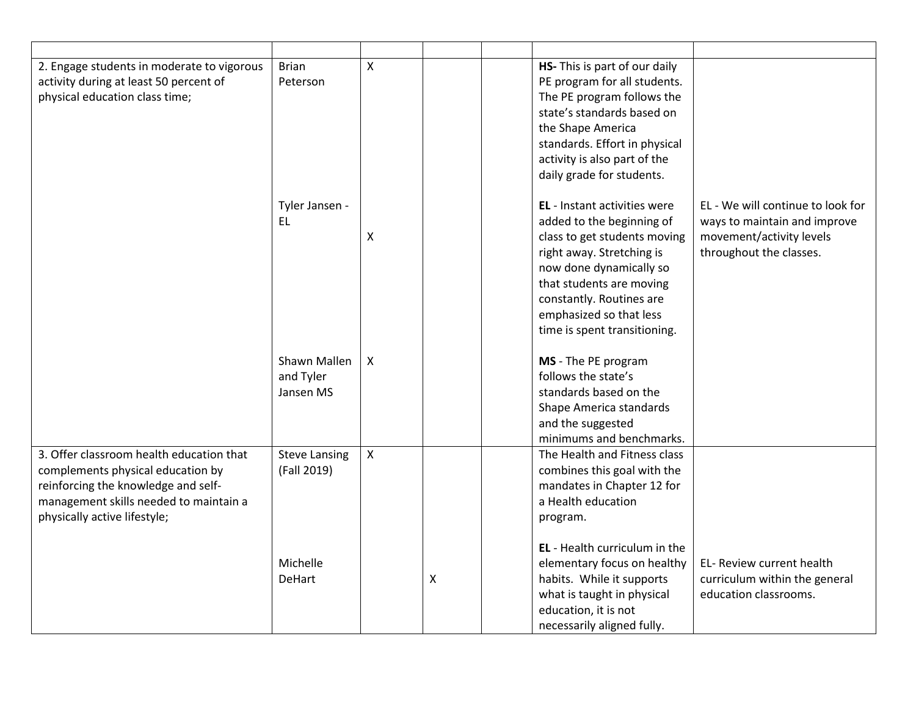| | | | | | | |
|---|---|---|---|---|---|---|
| 2. Engage students in moderate to vigorous activity during at least 50 percent of physical education class time; | Brian Peterson | X | | | **HS-** This is part of our daily PE program for all students. The PE program follows the state's standards based on the Shape America standards. Effort in physical activity is also part of the daily grade for students. | |
| | Tyler Jansen - EL | X | | | **EL** - Instant activities were added to the beginning of class to get students moving right away. Stretching is now done dynamically so that students are moving constantly. Routines are emphasized so that less time is spent transitioning. | EL - We will continue to look for ways to maintain and improve movement/activity levels throughout the classes. |
| | Shawn Mallen and Tyler Jansen MS | X | | | **MS** - The PE program follows the state's standards based on the Shape America standards and the suggested minimums and benchmarks. | |
| 3. Offer classroom health education that complements physical education by reinforcing the knowledge and self-management skills needed to maintain a physically active lifestyle; | Steve Lansing (Fall 2019) | X | | | The Health and Fitness class combines this goal with the mandates in Chapter 12 for a Health education program. | |
| | Michelle DeHart | | X | | **EL** - Health curriculum in the elementary focus on healthy habits. While it supports what is taught in physical education, it is not necessarily aligned fully. | EL- Review current health curriculum within the general education classrooms. |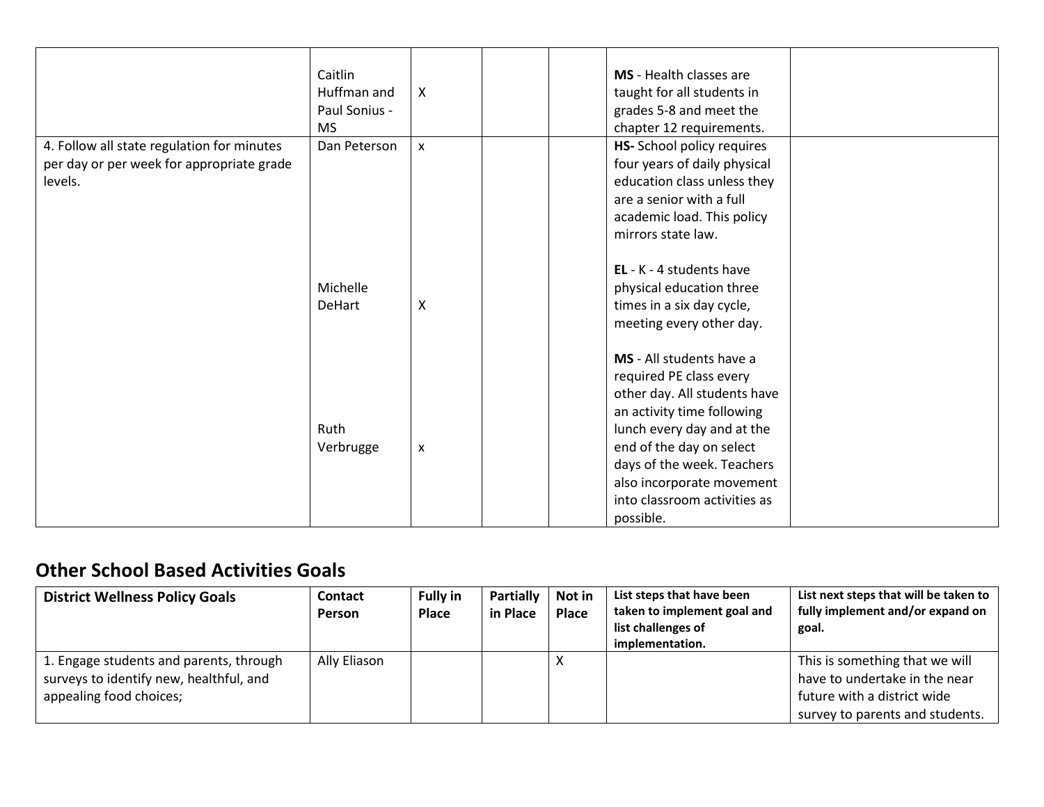| | | | | | | |
|---|---|---|---|---|---|---|
| | Caitlin Huffman and Paul Sonius - MS | X | | | **MS** - Health classes are taught for all students in grades 5-8 and meet the chapter 12 requirements. | |
| 4. Follow all state regulation for minutes per day or per week for appropriate grade levels. | Dan Peterson<br><br>Michelle DeHart<br><br>Ruth Verbrugge | x<br><br>X<br><br>x | | | **HS-** School policy requires four years of daily physical education class unless they are a senior with a full academic load. This policy mirrors state law.<br><br>**EL** - K - 4 students have physical education three times in a six day cycle, meeting every other day.<br><br>**MS** - All students have a required PE class every other day. All students have an activity time following lunch every day and at the end of the day on select days of the week. Teachers also incorporate movement into classroom activities as possible. | |

## Other School Based Activities Goals

| District Wellness Policy Goals | Contact Person | Fully in Place | Partially in Place | Not in Place | List steps that have been taken to implement goal and list challenges of implementation. | List next steps that will be taken to fully implement and/or expand on goal. |
|---|---|---|---|---|---|---|
| 1. Engage students and parents, through surveys to identify new, healthful, and appealing food choices; | Ally Eliason | | | X | | This is something that we will have to undertake in the near future with a district wide survey to parents and students. |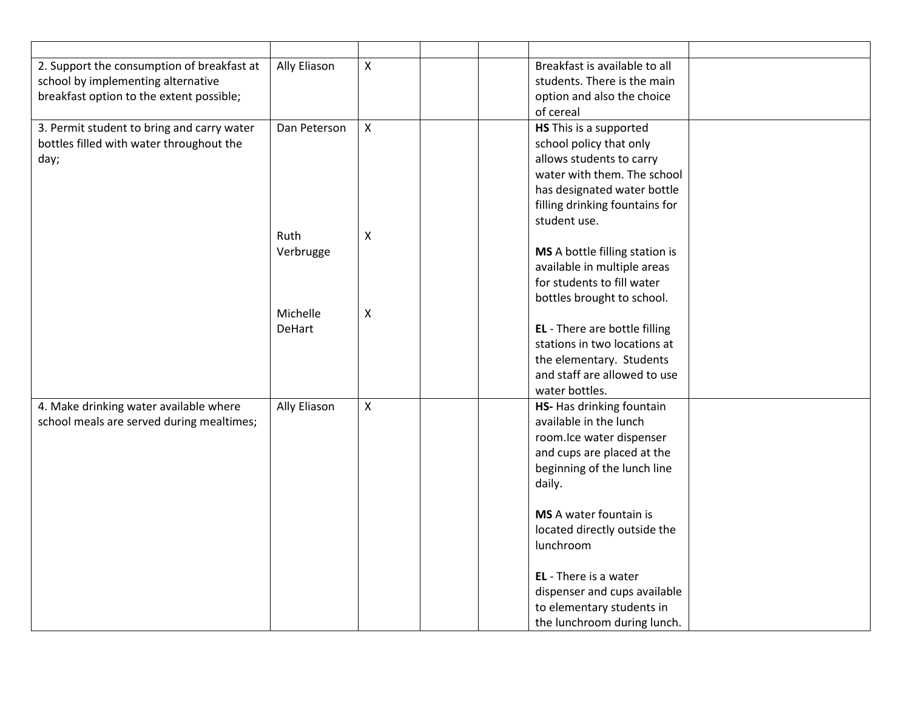| | | | | | | |
|---|---|---|---|---|---|---|
| 2. Support the consumption of breakfast at school by implementing alternative breakfast option to the extent possible; | Ally Eliason | X | | | Breakfast is available to all students. There is the main option and also the choice of cereal | |
| 3. Permit student to bring and carry water bottles filled with water throughout the day; | Dan Peterson<br><br>Ruth Verbrugge<br><br>Michelle DeHart | X<br><br>X<br><br>X | | | **HS** This is a supported school policy that only allows students to carry water with them. The school has designated water bottle filling drinking fountains for student use.<br><br>**MS** A bottle filling station is available in multiple areas for students to fill water bottles brought to school.<br><br>**EL** - There are bottle filling stations in two locations at the elementary. Students and staff are allowed to use water bottles. | |
| 4. Make drinking water available where school meals are served during mealtimes; | Ally Eliason | X | | | **HS-** Has drinking fountain available in the lunch room.Ice water dispenser and cups are placed at the beginning of the lunch line daily.<br><br>**MS** A water fountain is located directly outside the lunchroom<br><br>**EL** - There is a water dispenser and cups available to elementary students in the lunchroom during lunch. | |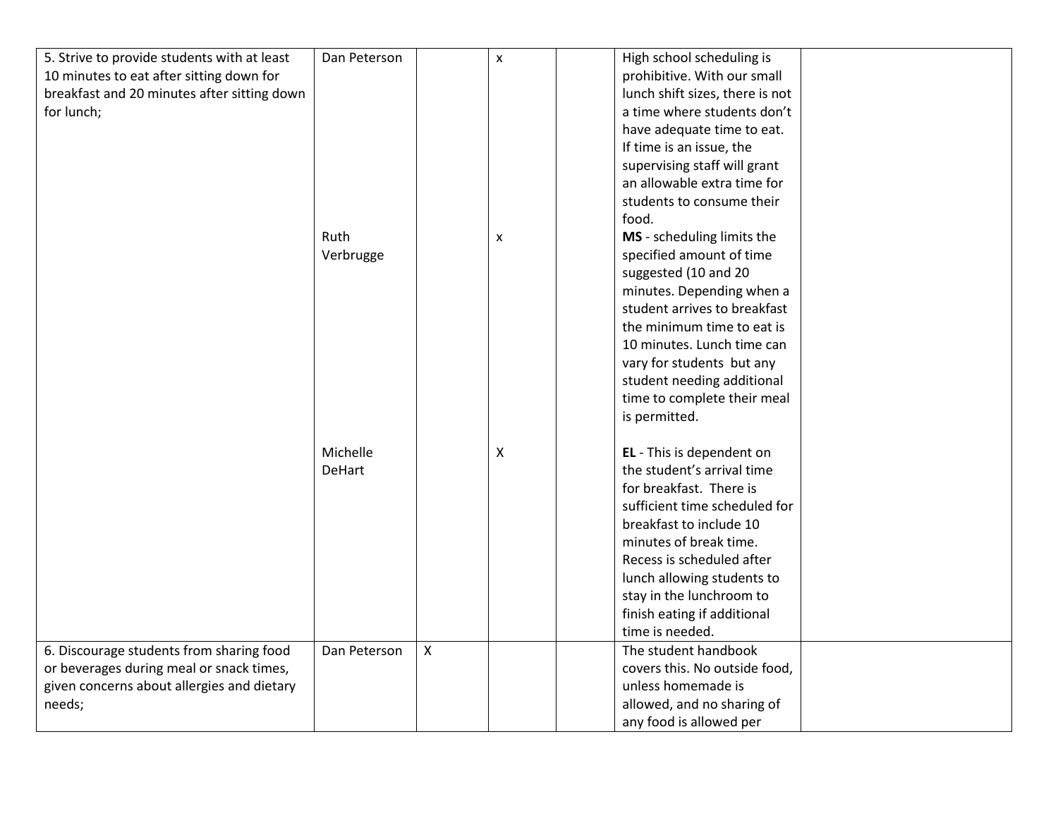| | | | | | | |
|---|---|---|---|---|---|---|
| 5. Strive to provide students with at least 10 minutes to eat after sitting down for breakfast and 20 minutes after sitting down for lunch; | Dan Peterson | | x | | High school scheduling is prohibitive. With our small lunch shift sizes, there is not a time where students don't have adequate time to eat. If time is an issue, the supervising staff will grant an allowable extra time for students to consume their food. | |
| | Ruth Verbrugge | | x | | **MS** - scheduling limits the specified amount of time suggested (10 and 20 minutes. Depending when a student arrives to breakfast the minimum time to eat is 10 minutes. Lunch time can vary for students but any student needing additional time to complete their meal is permitted. | |
| | Michelle DeHart | | X | | **EL** - This is dependent on the student's arrival time for breakfast. There is sufficient time scheduled for breakfast to include 10 minutes of break time. Recess is scheduled after lunch allowing students to stay in the lunchroom to finish eating if additional time is needed. | |
| 6. Discourage students from sharing food or beverages during meal or snack times, given concerns about allergies and dietary needs; | Dan Peterson | X | | | The student handbook covers this. No outside food, unless homemade is allowed, and no sharing of any food is allowed per | |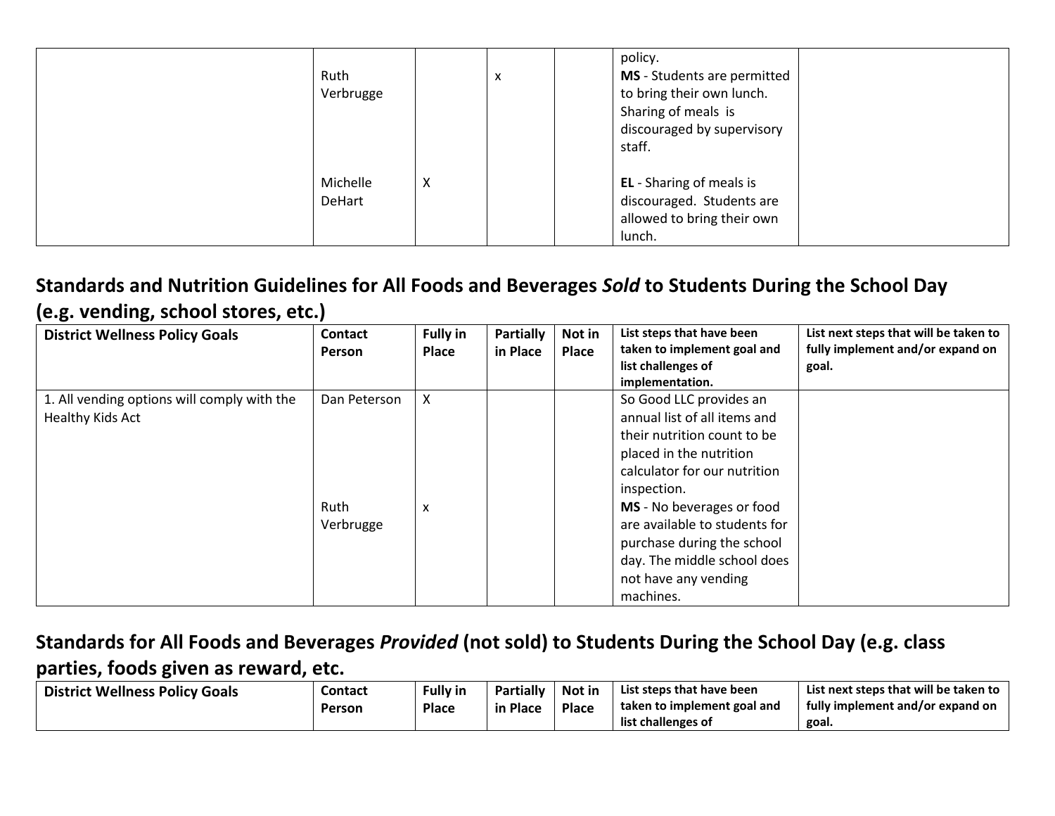| | | | | | | |
|---|---|---|---|---|---|---|
| | Ruth Verbrugge | | x | | policy.<br>**MS** - Students are permitted to bring their own lunch. Sharing of meals is discouraged by supervisory staff. | |
| | Michelle DeHart | X | | | **EL** - Sharing of meals is discouraged. Students are allowed to bring their own lunch. | |

## Standards and Nutrition Guidelines for All Foods and Beverages *Sold* to Students During the School Day (e.g. vending, school stores, etc.)

| District Wellness Policy Goals | Contact Person | Fully in Place | Partially in Place | Not in Place | List steps that have been taken to implement goal and list challenges of implementation. | List next steps that will be taken to fully implement and/or expand on goal. |
|---|---|---|---|---|---|---|
| 1. All vending options will comply with the Healthy Kids Act | Dan Peterson | X | | | So Good LLC provides an annual list of all items and their nutrition count to be placed in the nutrition calculator for our nutrition inspection. | |
| | Ruth Verbrugge | x | | | **MS** - No beverages or food are available to students for purchase during the school day. The middle school does not have any vending machines. | |

## Standards for All Foods and Beverages *Provided* (not sold) to Students During the School Day (e.g. class parties, foods given as reward, etc.

| District Wellness Policy Goals | Contact Person | Fully in Place | Partially in Place | Not in Place | List steps that have been taken to implement goal and list challenges of | List next steps that will be taken to fully implement and/or expand on goal. |
|---|---|---|---|---|---|---|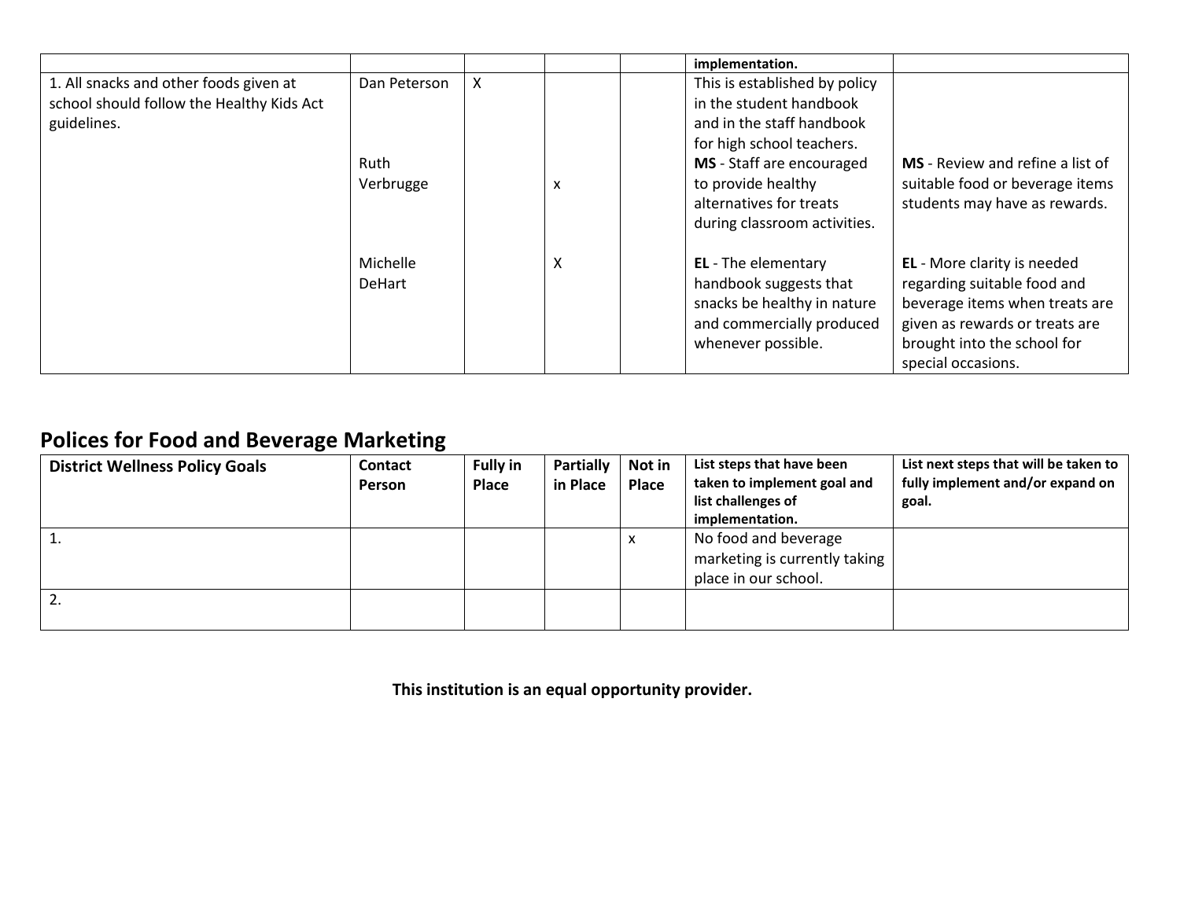| | | | | | | |
|---|---|---|---|---|---|---|
| | | | | | **implementation.** | |
| 1. All snacks and other foods given at school should follow the Healthy Kids Act guidelines. | Dan Peterson | X | | | This is established by policy in the student handbook and in the staff handbook for high school teachers. | |
| | Ruth Verbrugge | | x | | **MS** - Staff are encouraged to provide healthy alternatives for treats during classroom activities. | **MS** - Review and refine a list of suitable food or beverage items students may have as rewards. |
| | Michelle DeHart | | X | | **EL** - The elementary handbook suggests that snacks be healthy in nature and commercially produced whenever possible. | **EL** - More clarity is needed regarding suitable food and beverage items when treats are given as rewards or treats are brought into the school for special occasions. |

## Polices for Food and Beverage Marketing

| District Wellness Policy Goals | Contact Person | Fully in Place | Partially in Place | Not in Place | List steps that have been taken to implement goal and list challenges of implementation. | List next steps that will be taken to fully implement and/or expand on goal. |
|---|---|---|---|---|---|---|
| 1. | | | | x | No food and beverage marketing is currently taking place in our school. | |
| 2. | | | | | | |

**This institution is an equal opportunity provider.**